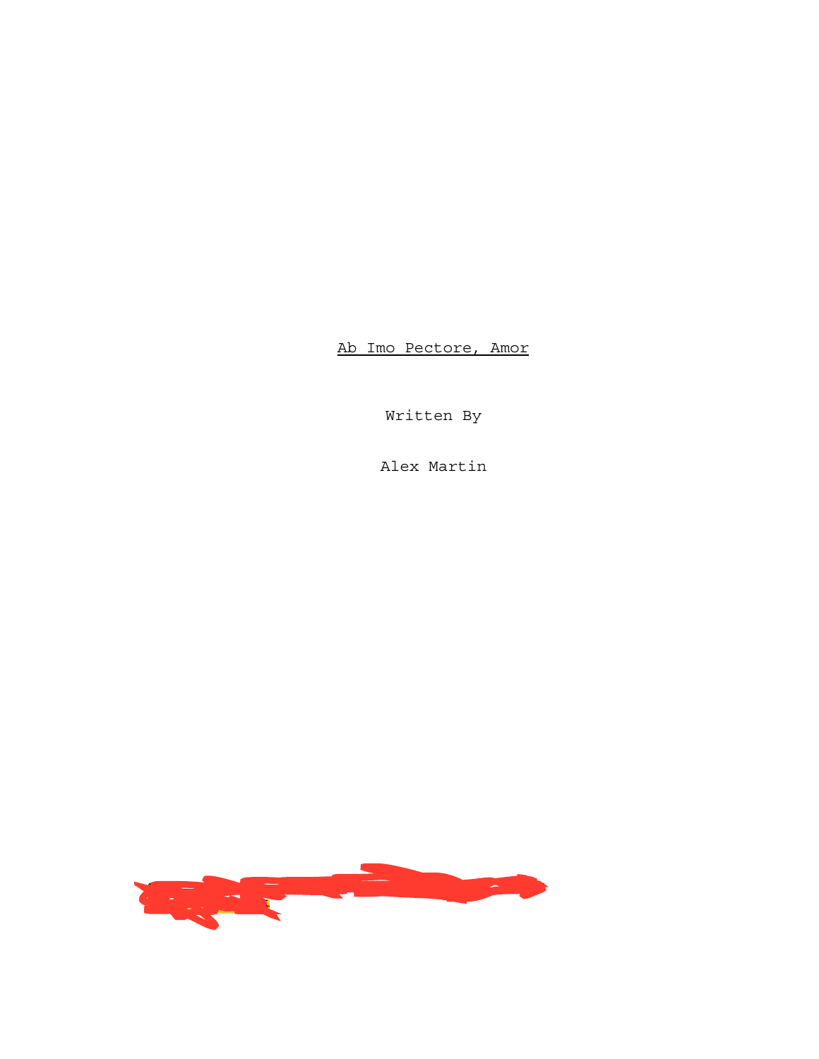# <u>Ab Imo Pectore, Amor</u>

Written By

Alex Martin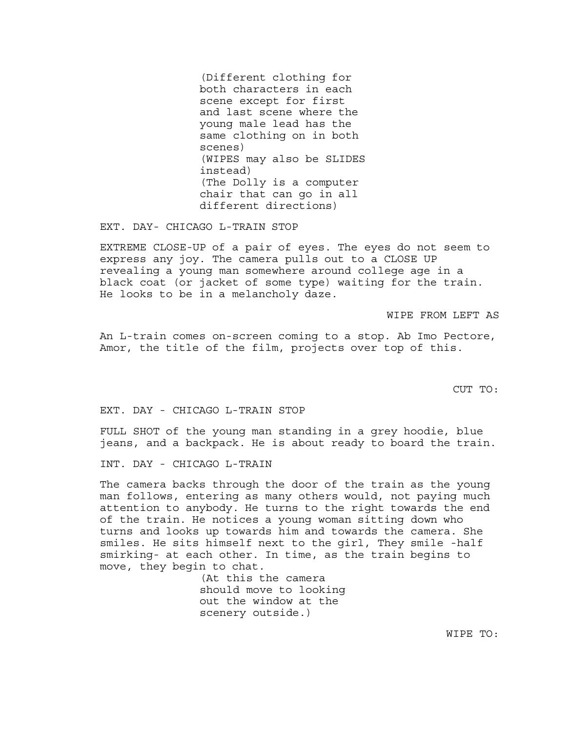(Different clothing for both characters in each scene except for first and last scene where the young male lead has the same clothing on in both scenes)
(WIPES may also be SLIDES instead)
(The Dolly is a computer chair that can go in all different directions)

EXT. DAY- CHICAGO L-TRAIN STOP

EXTREME CLOSE-UP of a pair of eyes. The eyes do not seem to express any joy. The camera pulls out to a CLOSE UP revealing a young man somewhere around college age in a black coat (or jacket of some type) waiting for the train. He looks to be in a melancholy daze.

WIPE FROM LEFT AS

An L-train comes on-screen coming to a stop. Ab Imo Pectore, Amor, the title of the film, projects over top of this.

CUT TO:

EXT. DAY - CHICAGO L-TRAIN STOP

FULL SHOT of the young man standing in a grey hoodie, blue jeans, and a backpack. He is about ready to board the train.

INT. DAY - CHICAGO L-TRAIN

The camera backs through the door of the train as the young man follows, entering as many others would, not paying much attention to anybody. He turns to the right towards the end of the train. He notices a young woman sitting down who turns and looks up towards him and towards the camera. She smiles. He sits himself next to the girl, They smile -half smirking- at each other. In time, as the train begins to move, they begin to chat.

(At this the camera should move to looking out the window at the scenery outside.)

WIPE TO: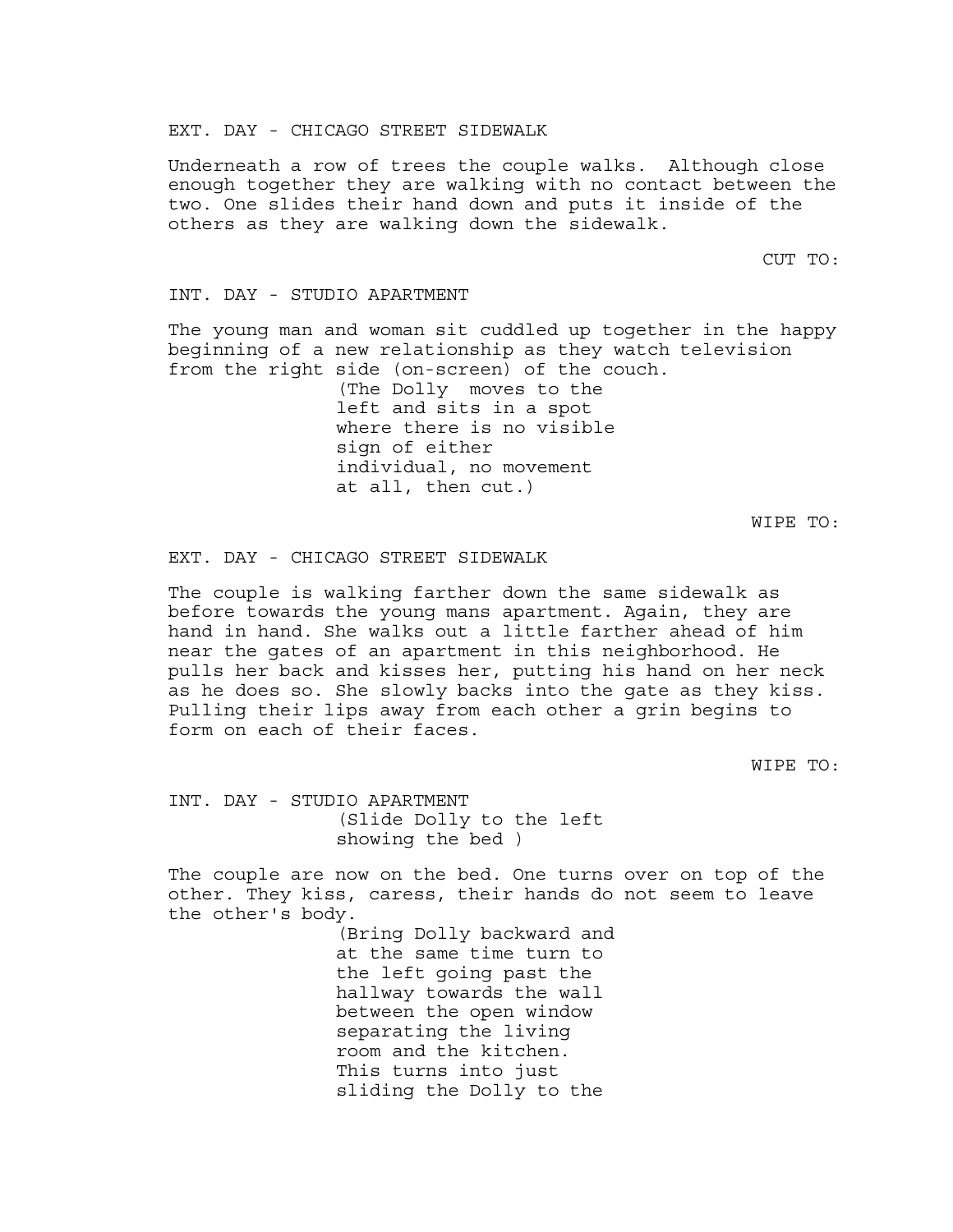EXT. DAY - CHICAGO STREET SIDEWALK

Underneath a row of trees the couple walks.  Although close enough together they are walking with no contact between the two. One slides their hand down and puts it inside of the others as they are walking down the sidewalk.

CUT TO:

INT. DAY - STUDIO APARTMENT

The young man and woman sit cuddled up together in the happy beginning of a new relationship as they watch television from the right side (on-screen) of the couch.

(The Dolly  moves to the left and sits in a spot where there is no visible sign of either individual, no movement at all, then cut.)

WIPE TO:

EXT. DAY - CHICAGO STREET SIDEWALK

The couple is walking farther down the same sidewalk as before towards the young mans apartment. Again, they are hand in hand. She walks out a little farther ahead of him near the gates of an apartment in this neighborhood. He pulls her back and kisses her, putting his hand on her neck as he does so. She slowly backs into the gate as they kiss. Pulling their lips away from each other a grin begins to form on each of their faces.

WIPE TO:

INT. DAY - STUDIO APARTMENT

(Slide Dolly to the left showing the bed )

The couple are now on the bed. One turns over on top of the other. They kiss, caress, their hands do not seem to leave the other's body.

(Bring Dolly backward and at the same time turn to the left going past the hallway towards the wall between the open window separating the living room and the kitchen. This turns into just sliding the Dolly to the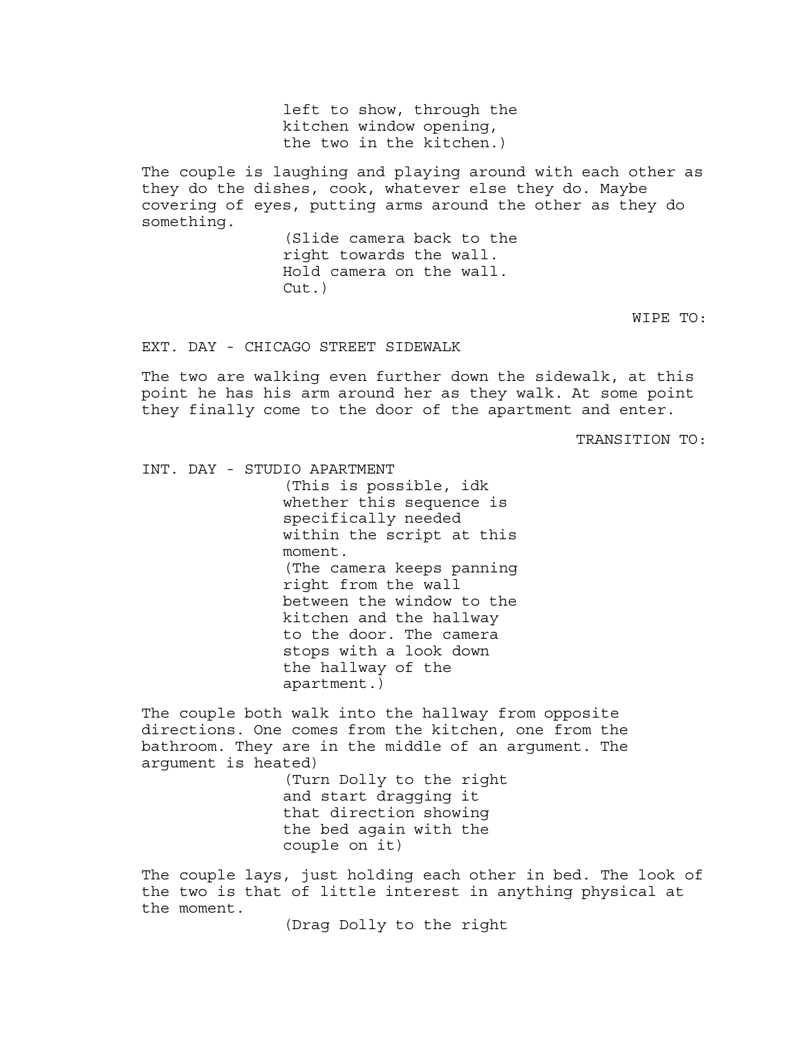left to show, through the kitchen window opening, the two in the kitchen.)

The couple is laughing and playing around with each other as they do the dishes, cook, whatever else they do. Maybe covering of eyes, putting arms around the other as they do something.

(Slide camera back to the right towards the wall. Hold camera on the wall. Cut.)

WIPE TO:

EXT. DAY - CHICAGO STREET SIDEWALK

The two are walking even further down the sidewalk, at this point he has his arm around her as they walk. At some point they finally come to the door of the apartment and enter.

TRANSITION TO:

INT. DAY - STUDIO APARTMENT

(This is possible, idk whether this sequence is specifically needed within the script at this moment.
(The camera keeps panning right from the wall between the window to the kitchen and the hallway to the door. The camera stops with a look down the hallway of the apartment.)

The couple both walk into the hallway from opposite directions. One comes from the kitchen, one from the bathroom. They are in the middle of an argument. The argument is heated)

(Turn Dolly to the right and start dragging it that direction showing the bed again with the couple on it)

The couple lays, just holding each other in bed. The look of the two is that of little interest in anything physical at the moment.

(Drag Dolly to the right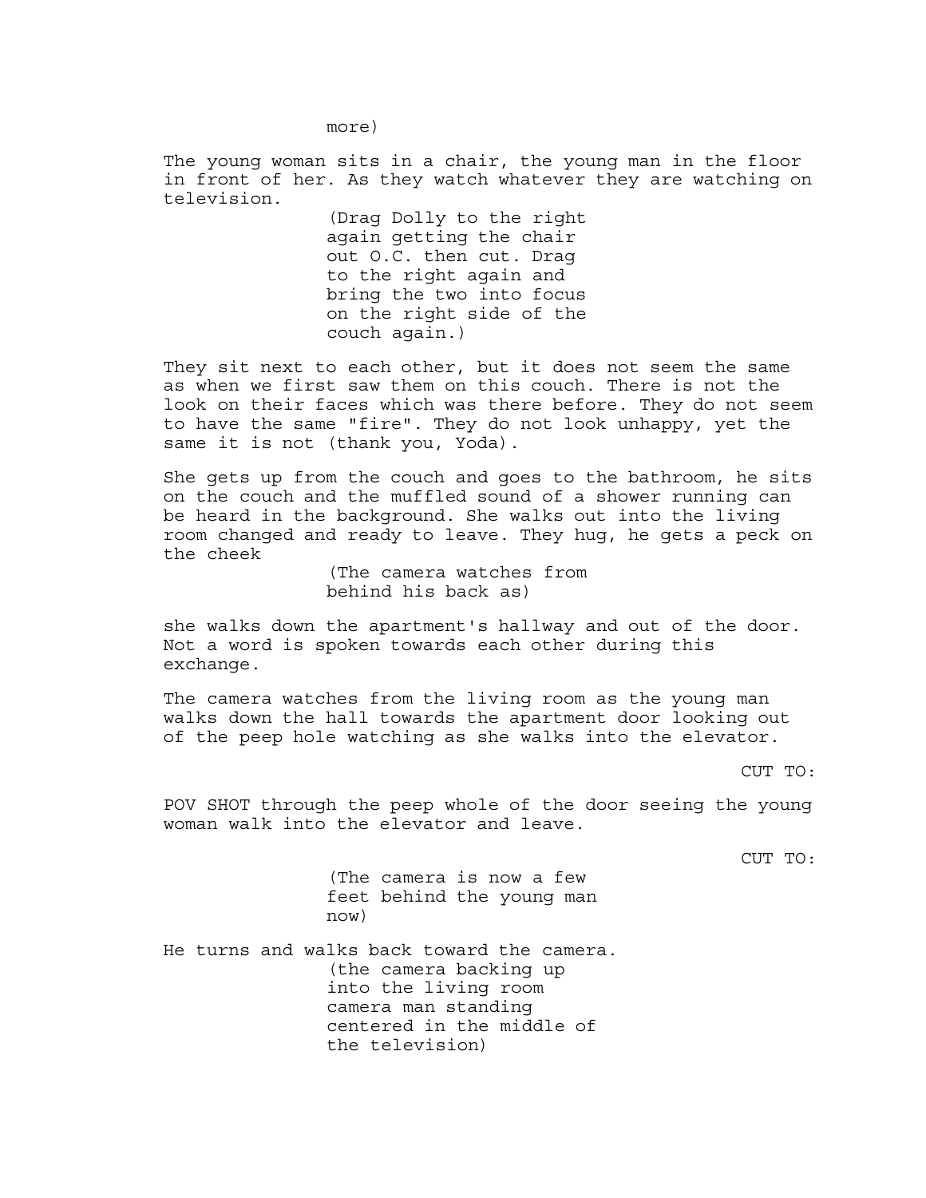more)

The young woman sits in a chair, the young man in the floor in front of her. As they watch whatever they are watching on television.

(Drag Dolly to the right again getting the chair out O.C. then cut. Drag to the right again and bring the two into focus on the right side of the couch again.)

They sit next to each other, but it does not seem the same as when we first saw them on this couch. There is not the look on their faces which was there before. They do not seem to have the same "fire". They do not look unhappy, yet the same it is not (thank you, Yoda).

She gets up from the couch and goes to the bathroom, he sits on the couch and the muffled sound of a shower running can be heard in the background. She walks out into the living room changed and ready to leave. They hug, he gets a peck on the cheek

(The camera watches from behind his back as)

she walks down the apartment's hallway and out of the door. Not a word is spoken towards each other during this exchange.

The camera watches from the living room as the young man walks down the hall towards the apartment door looking out of the peep hole watching as she walks into the elevator.

CUT TO:

POV SHOT through the peep whole of the door seeing the young woman walk into the elevator and leave.

CUT TO:

(The camera is now a few feet behind the young man now)

He turns and walks back toward the camera.

(the camera backing up into the living room camera man standing centered in the middle of the television)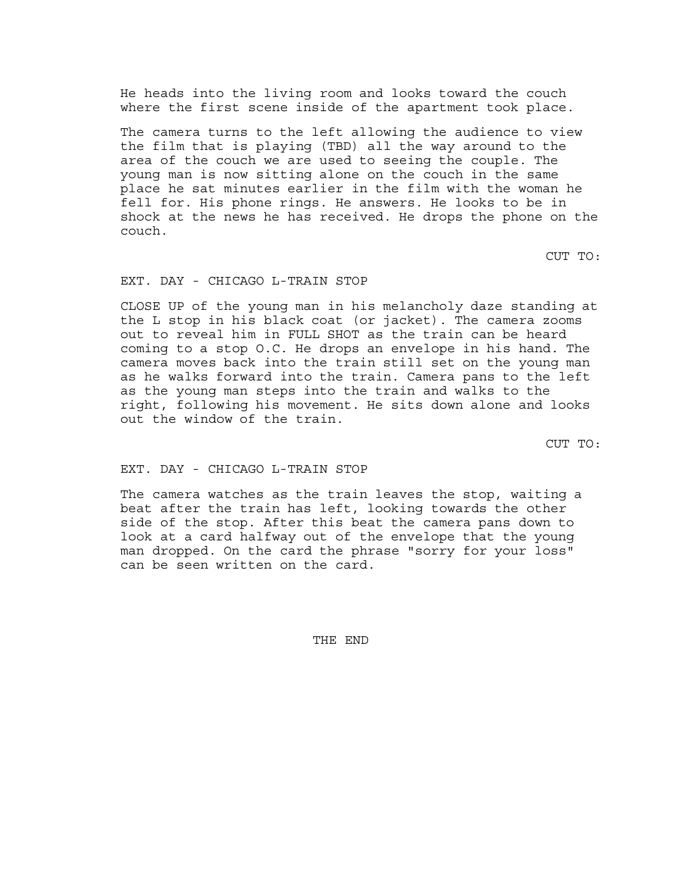He heads into the living room and looks toward the couch where the first scene inside of the apartment took place.

The camera turns to the left allowing the audience to view the film that is playing (TBD) all the way around to the area of the couch we are used to seeing the couple. The young man is now sitting alone on the couch in the same place he sat minutes earlier in the film with the woman he fell for. His phone rings. He answers. He looks to be in shock at the news he has received. He drops the phone on the couch.

CUT TO:

EXT. DAY - CHICAGO L-TRAIN STOP

CLOSE UP of the young man in his melancholy daze standing at the L stop in his black coat (or jacket). The camera zooms out to reveal him in FULL SHOT as the train can be heard coming to a stop O.C. He drops an envelope in his hand. The camera moves back into the train still set on the young man as he walks forward into the train. Camera pans to the left as the young man steps into the train and walks to the right, following his movement. He sits down alone and looks out the window of the train.

CUT TO:

EXT. DAY - CHICAGO L-TRAIN STOP

The camera watches as the train leaves the stop, waiting a beat after the train has left, looking towards the other side of the stop. After this beat the camera pans down to look at a card halfway out of the envelope that the young man dropped. On the card the phrase "sorry for your loss" can be seen written on the card.

THE END